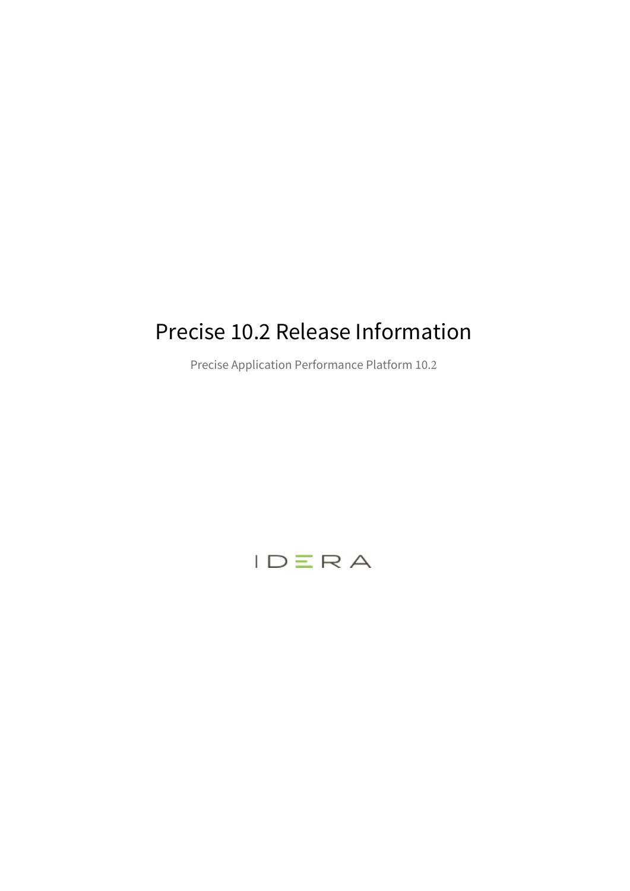# Precise 10.2 Release Information

Precise Application Performance Platform 10.2

IDERA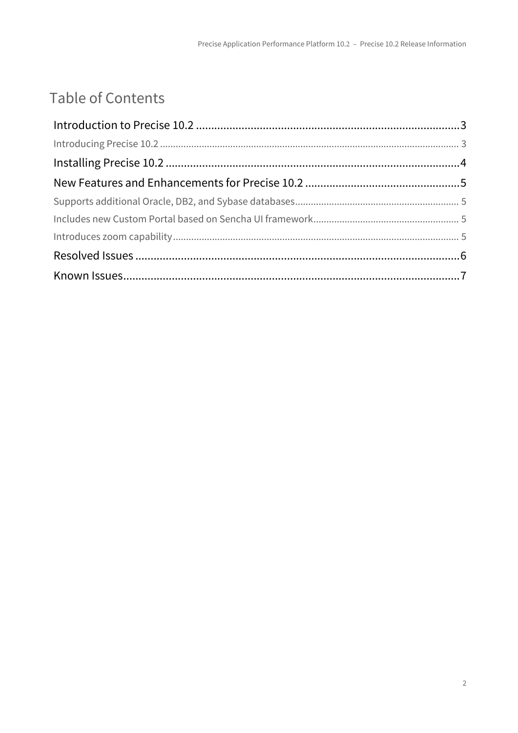# Table of Contents

Introduction to Precise 10.2 ....................................................................................... 3

- Introducing Precise 10.2 ....................................................................................... 3

Installing Precise 10.2 ................................................................................................ 4

New Features and Enhancements for Precise 10.2 ...................................................... 5

- Supports additional Oracle, DB2, and Sybase databases ............................................ 5
- Includes new Custom Portal based on Sencha UI framework ....................................... 5
- Introduces zoom capability ....................................................................................... 5

Resolved Issues ........................................................................................................... 6

Known Issues ............................................................................................................... 7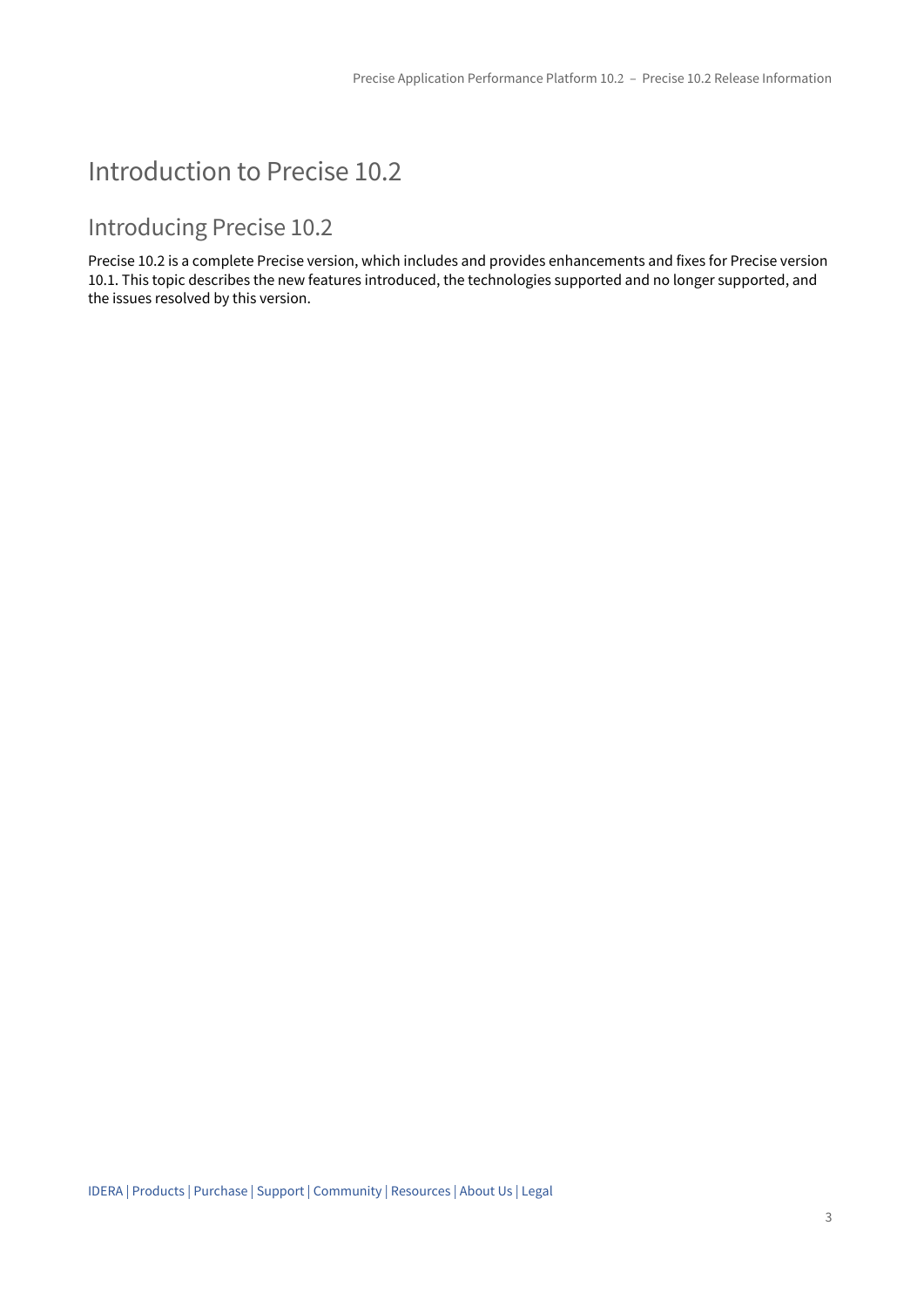# Introduction to Precise 10.2

## Introducing Precise 10.2

Precise 10.2 is a complete Precise version, which includes and provides enhancements and fixes for Precise version 10.1. This topic describes the new features introduced, the technologies supported and no longer supported, and the issues resolved by this version.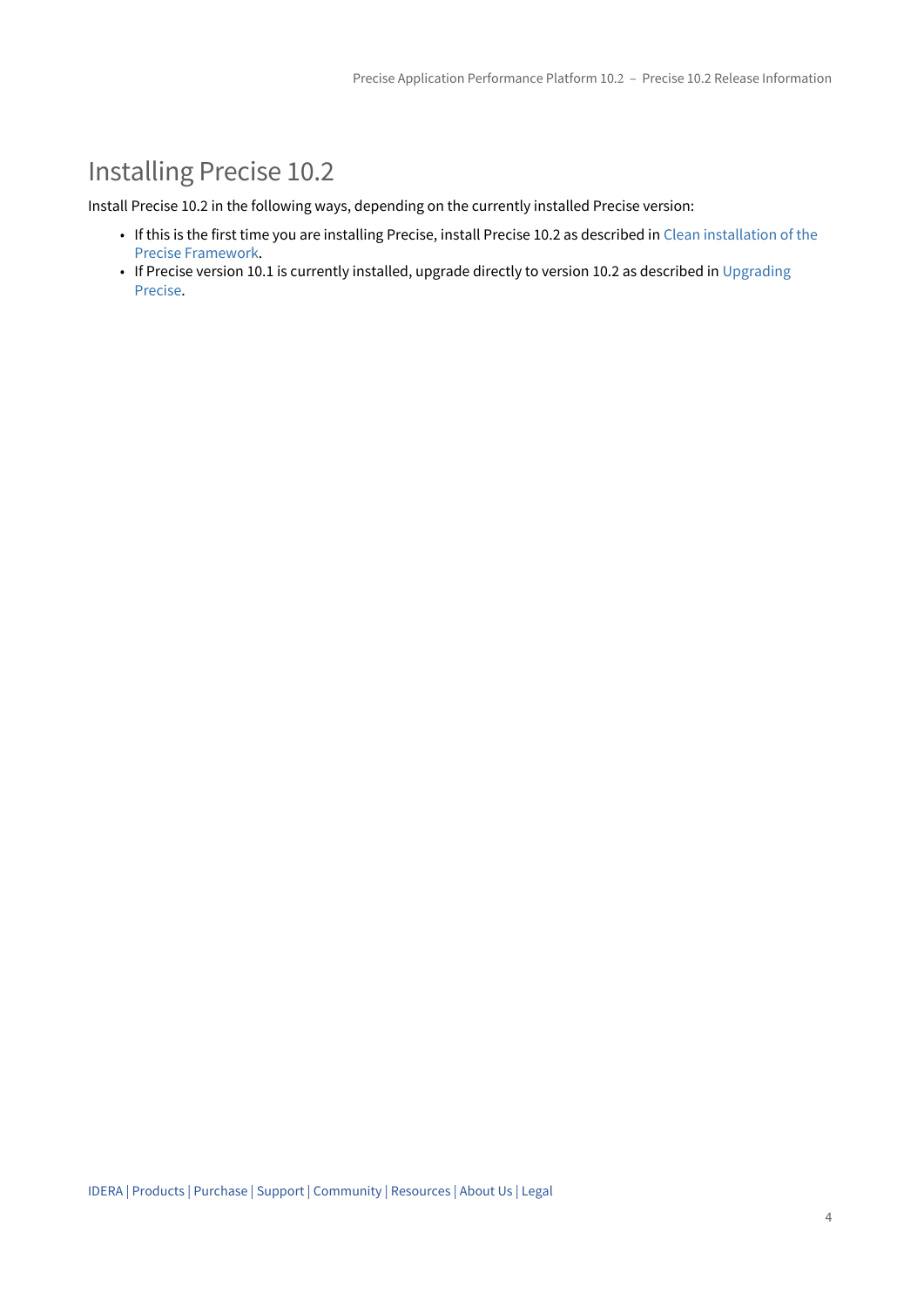# Installing Precise 10.2

Install Precise 10.2 in the following ways, depending on the currently installed Precise version:

- If this is the first time you are installing Precise, install Precise 10.2 as described in Clean installation of the Precise Framework.
- If Precise version 10.1 is currently installed, upgrade directly to version 10.2 as described in Upgrading Precise.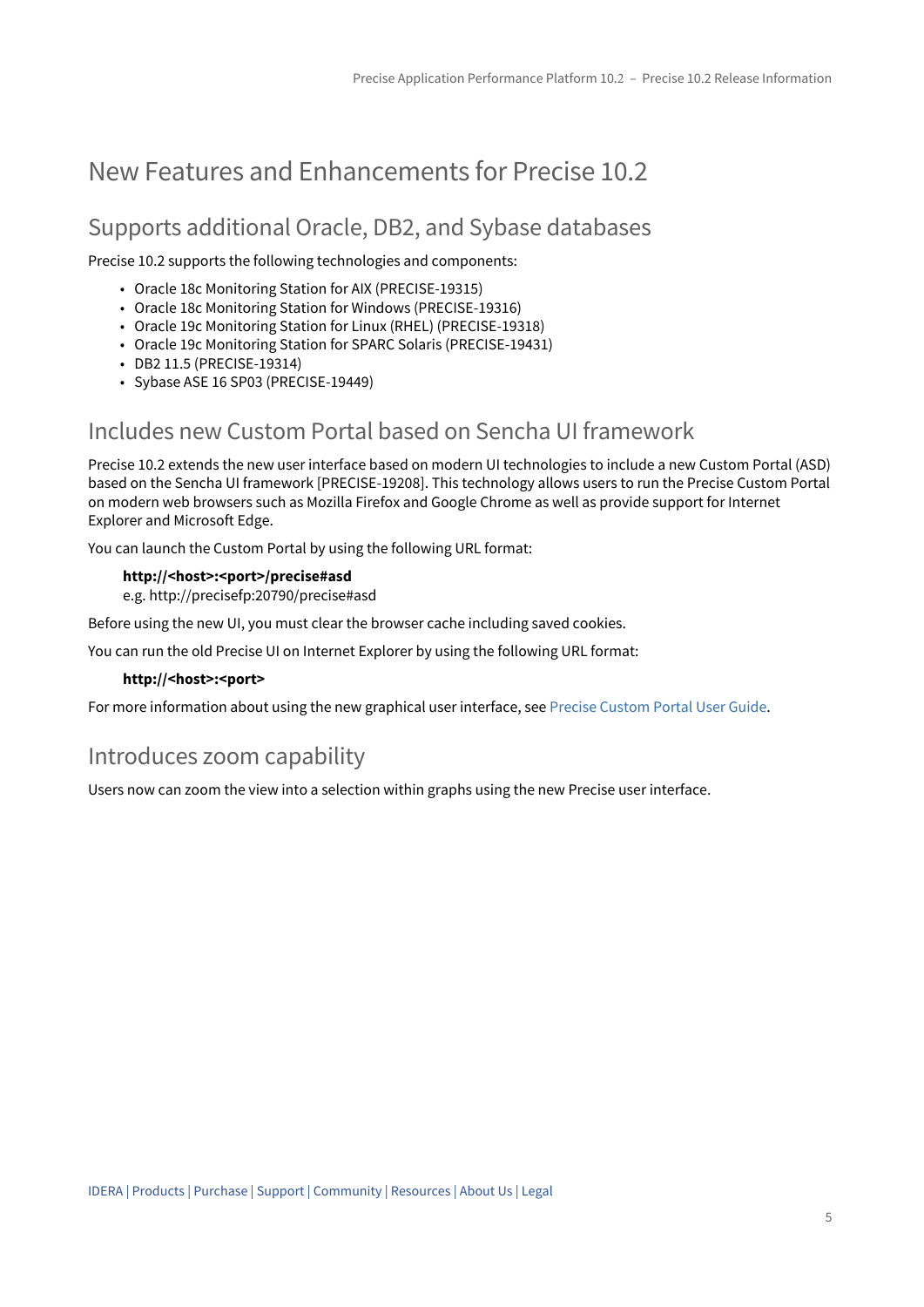# New Features and Enhancements for Precise 10.2

## Supports additional Oracle, DB2, and Sybase databases

Precise 10.2 supports the following technologies and components:

- Oracle 18c Monitoring Station for AIX (PRECISE-19315)
- Oracle 18c Monitoring Station for Windows (PRECISE-19316)
- Oracle 19c Monitoring Station for Linux (RHEL) (PRECISE-19318)
- Oracle 19c Monitoring Station for SPARC Solaris (PRECISE-19431)
- DB2 11.5 (PRECISE-19314)
- Sybase ASE 16 SP03 (PRECISE-19449)

## Includes new Custom Portal based on Sencha UI framework

Precise 10.2 extends the new user interface based on modern UI technologies to include a new Custom Portal (ASD) based on the Sencha UI framework [PRECISE-19208]. This technology allows users to run the Precise Custom Portal on modern web browsers such as Mozilla Firefox and Google Chrome as well as provide support for Internet Explorer and Microsoft Edge.

You can launch the Custom Portal by using the following URL format:

**http://<host>:<port>/precise#asd**
e.g. http://precisefp:20790/precise#asd

Before using the new UI, you must clear the browser cache including saved cookies.

You can run the old Precise UI on Internet Explorer by using the following URL format:

**http://<host>:<port>**

For more information about using the new graphical user interface, see Precise Custom Portal User Guide.

## Introduces zoom capability

Users now can zoom the view into a selection within graphs using the new Precise user interface.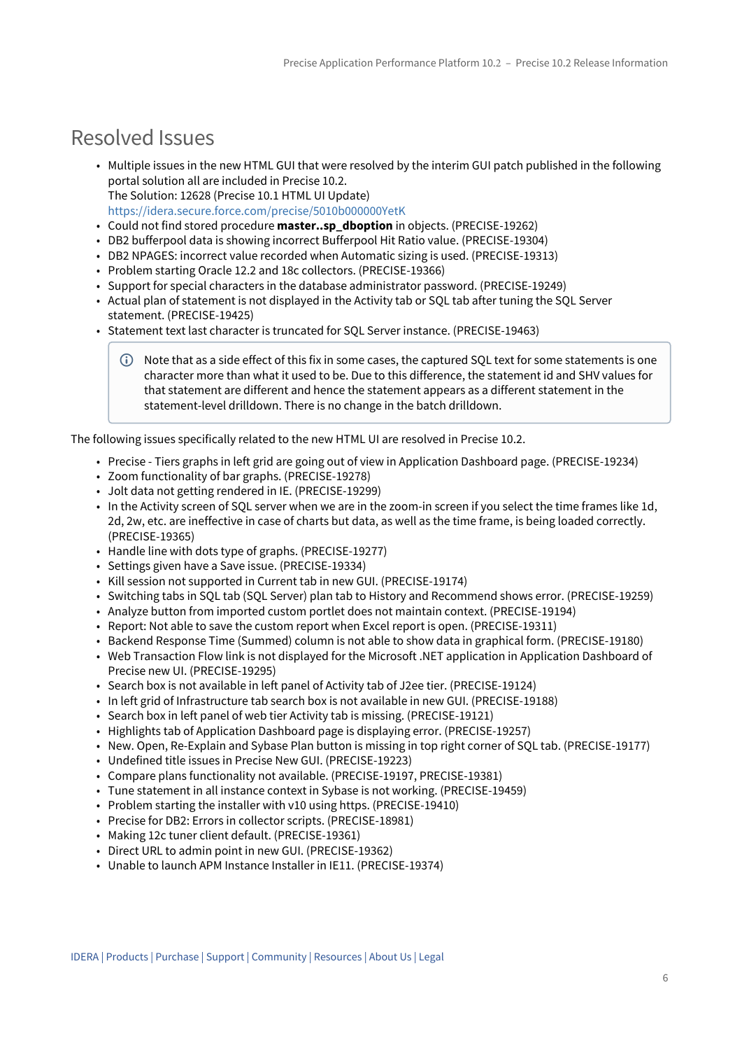# Resolved Issues

- Multiple issues in the new HTML GUI that were resolved by the interim GUI patch published in the following portal solution all are included in Precise 10.2.
  The Solution: 12628 (Precise 10.1 HTML UI Update)
  https://idera.secure.force.com/precise/5010b000000YetK
- Could not find stored procedure **master..sp_dboption** in objects. (PRECISE-19262)
- DB2 bufferpool data is showing incorrect Bufferpool Hit Ratio value. (PRECISE-19304)
- DB2 NPAGES: incorrect value recorded when Automatic sizing is used. (PRECISE-19313)
- Problem starting Oracle 12.2 and 18c collectors. (PRECISE-19366)
- Support for special characters in the database administrator password. (PRECISE-19249)
- Actual plan of statement is not displayed in the Activity tab or SQL tab after tuning the SQL Server statement. (PRECISE-19425)
- Statement text last character is truncated for SQL Server instance. (PRECISE-19463)

> ⓘ Note that as a side effect of this fix in some cases, the captured SQL text for some statements is one character more than what it used to be. Due to this difference, the statement id and SHV values for that statement are different and hence the statement appears as a different statement in the statement-level drilldown. There is no change in the batch drilldown.

The following issues specifically related to the new HTML UI are resolved in Precise 10.2.

- Precise - Tiers graphs in left grid are going out of view in Application Dashboard page. (PRECISE-19234)
- Zoom functionality of bar graphs. (PRECISE-19278)
- Jolt data not getting rendered in IE. (PRECISE-19299)
- In the Activity screen of SQL server when we are in the zoom-in screen if you select the time frames like 1d, 2d, 2w, etc. are ineffective in case of charts but data, as well as the time frame, is being loaded correctly. (PRECISE-19365)
- Handle line with dots type of graphs. (PRECISE-19277)
- Settings given have a Save issue. (PRECISE-19334)
- Kill session not supported in Current tab in new GUI. (PRECISE-19174)
- Switching tabs in SQL tab (SQL Server) plan tab to History and Recommend shows error. (PRECISE-19259)
- Analyze button from imported custom portlet does not maintain context. (PRECISE-19194)
- Report: Not able to save the custom report when Excel report is open. (PRECISE-19311)
- Backend Response Time (Summed) column is not able to show data in graphical form. (PRECISE-19180)
- Web Transaction Flow link is not displayed for the Microsoft .NET application in Application Dashboard of Precise new UI. (PRECISE-19295)
- Search box is not available in left panel of Activity tab of J2ee tier. (PRECISE-19124)
- In left grid of Infrastructure tab search box is not available in new GUI. (PRECISE-19188)
- Search box in left panel of web tier Activity tab is missing. (PRECISE-19121)
- Highlights tab of Application Dashboard page is displaying error. (PRECISE-19257)
- New. Open, Re-Explain and Sybase Plan button is missing in top right corner of SQL tab. (PRECISE-19177)
- Undefined title issues in Precise New GUI. (PRECISE-19223)
- Compare plans functionality not available. (PRECISE-19197, PRECISE-19381)
- Tune statement in all instance context in Sybase is not working. (PRECISE-19459)
- Problem starting the installer with v10 using https. (PRECISE-19410)
- Precise for DB2: Errors in collector scripts. (PRECISE-18981)
- Making 12c tuner client default. (PRECISE-19361)
- Direct URL to admin point in new GUI. (PRECISE-19362)
- Unable to launch APM Instance Installer in IE11. (PRECISE-19374)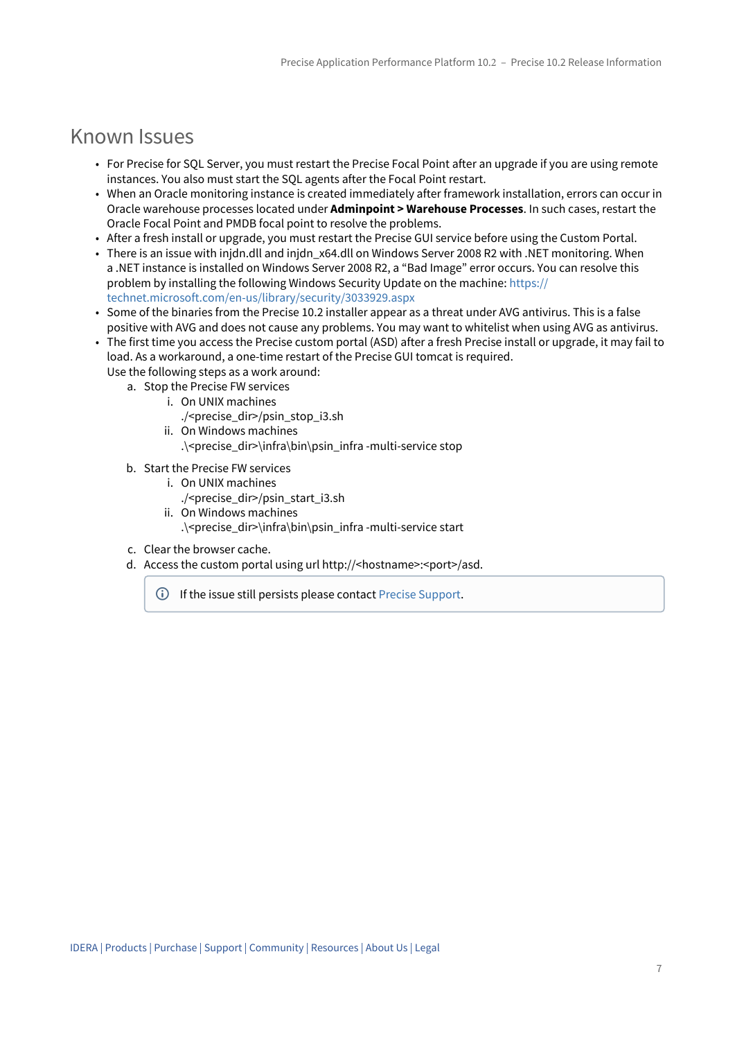# Known Issues

- For Precise for SQL Server, you must restart the Precise Focal Point after an upgrade if you are using remote instances. You also must start the SQL agents after the Focal Point restart.
- When an Oracle monitoring instance is created immediately after framework installation, errors can occur in Oracle warehouse processes located under **Adminpoint > Warehouse Processes**. In such cases, restart the Oracle Focal Point and PMDB focal point to resolve the problems.
- After a fresh install or upgrade, you must restart the Precise GUI service before using the Custom Portal.
- There is an issue with injdn.dll and injdn_x64.dll on Windows Server 2008 R2 with .NET monitoring. When a .NET instance is installed on Windows Server 2008 R2, a "Bad Image" error occurs. You can resolve this problem by installing the following Windows Security Update on the machine: https://technet.microsoft.com/en-us/library/security/3033929.aspx
- Some of the binaries from the Precise 10.2 installer appear as a threat under AVG antivirus. This is a false positive with AVG and does not cause any problems. You may want to whitelist when using AVG as antivirus.
- The first time you access the Precise custom portal (ASD) after a fresh Precise install or upgrade, it may fail to load. As a workaround, a one-time restart of the Precise GUI tomcat is required.
  Use the following steps as a work around:
  a. Stop the Precise FW services
     i. On UNIX machines
        ./<precise_dir>/psin_stop_i3.sh
     ii. On Windows machines
        .\<precise_dir>\infra\bin\psin_infra -multi-service stop
  b. Start the Precise FW services
     i. On UNIX machines
        ./<precise_dir>/psin_start_i3.sh
     ii. On Windows machines
        .\<precise_dir>\infra\bin\psin_infra -multi-service start
  c. Clear the browser cache.
  d. Access the custom portal using url http://<hostname>:<port>/asd.

> If the issue still persists please contact Precise Support.

IDERA | Products | Purchase | Support | Community | Resources | About Us | Legal